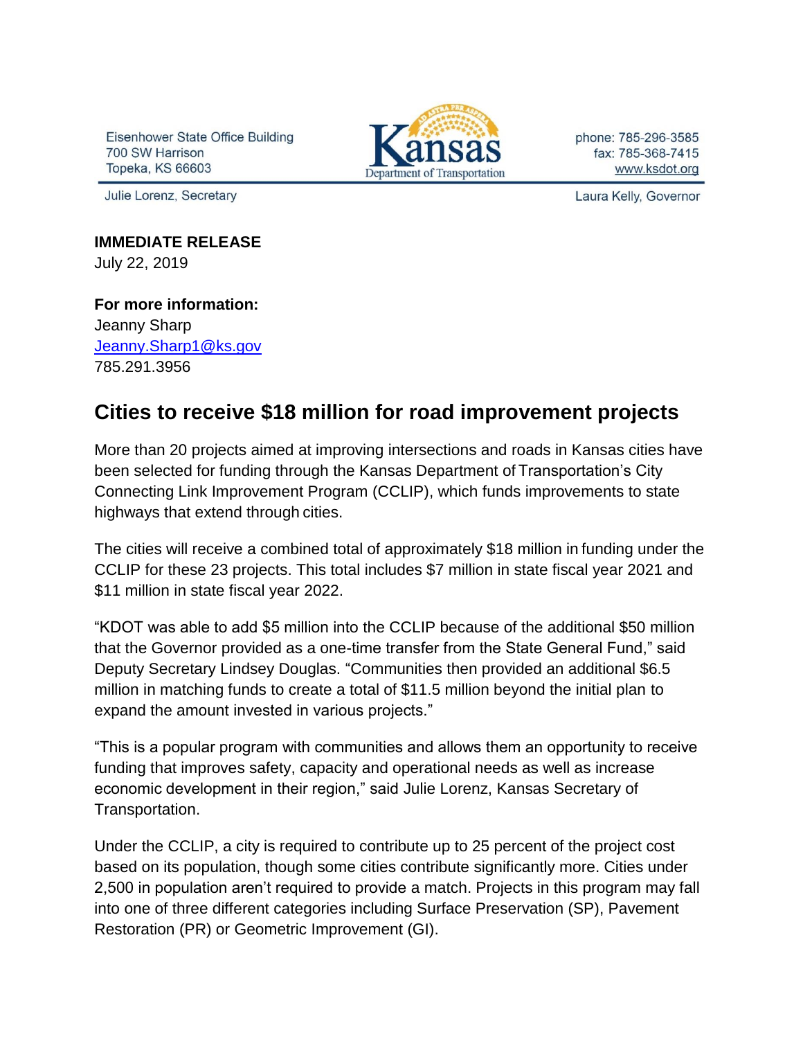Eisenhower State Office Building
700 SW Harrison
Topeka, KS 66603

Kansas Department of Transportation

phone: 785-296-3585
fax: 785-368-7415
www.ksdot.org

Julie Lorenz, Secretary

Laura Kelly, Governor

**IMMEDIATE RELEASE**
July 22, 2019

**For more information:**
Jeanny Sharp
Jeanny.Sharp1@ks.gov
785.291.3956

## Cities to receive $18 million for road improvement projects

More than 20 projects aimed at improving intersections and roads in Kansas cities have been selected for funding through the Kansas Department of Transportation's City Connecting Link Improvement Program (CCLIP), which funds improvements to state highways that extend through cities.

The cities will receive a combined total of approximately $18 million in funding under the CCLIP for these 23 projects. This total includes $7 million in state fiscal year 2021 and $11 million in state fiscal year 2022.

"KDOT was able to add $5 million into the CCLIP because of the additional $50 million that the Governor provided as a one-time transfer from the State General Fund," said Deputy Secretary Lindsey Douglas. "Communities then provided an additional $6.5 million in matching funds to create a total of $11.5 million beyond the initial plan to expand the amount invested in various projects."

"This is a popular program with communities and allows them an opportunity to receive funding that improves safety, capacity and operational needs as well as increase economic development in their region," said Julie Lorenz, Kansas Secretary of Transportation.

Under the CCLIP, a city is required to contribute up to 25 percent of the project cost based on its population, though some cities contribute significantly more. Cities under 2,500 in population aren't required to provide a match. Projects in this program may fall into one of three different categories including Surface Preservation (SP), Pavement Restoration (PR) or Geometric Improvement (GI).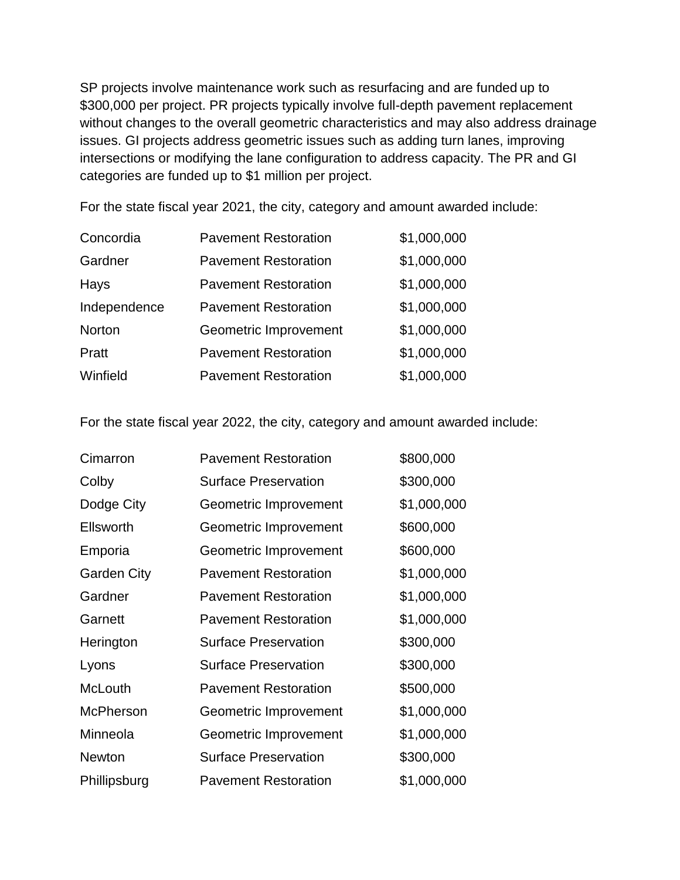SP projects involve maintenance work such as resurfacing and are funded up to $300,000 per project. PR projects typically involve full-depth pavement replacement without changes to the overall geometric characteristics and may also address drainage issues. GI projects address geometric issues such as adding turn lanes, improving intersections or modifying the lane configuration to address capacity. The PR and GI categories are funded up to $1 million per project.

For the state fiscal year 2021, the city, category and amount awarded include:

| City | Category | Amount |
| --- | --- | --- |
| Concordia | Pavement Restoration | $1,000,000 |
| Gardner | Pavement Restoration | $1,000,000 |
| Hays | Pavement Restoration | $1,000,000 |
| Independence | Pavement Restoration | $1,000,000 |
| Norton | Geometric Improvement | $1,000,000 |
| Pratt | Pavement Restoration | $1,000,000 |
| Winfield | Pavement Restoration | $1,000,000 |

For the state fiscal year 2022, the city, category and amount awarded include:

| City | Category | Amount |
| --- | --- | --- |
| Cimarron | Pavement Restoration | $800,000 |
| Colby | Surface Preservation | $300,000 |
| Dodge City | Geometric Improvement | $1,000,000 |
| Ellsworth | Geometric Improvement | $600,000 |
| Emporia | Geometric Improvement | $600,000 |
| Garden City | Pavement Restoration | $1,000,000 |
| Gardner | Pavement Restoration | $1,000,000 |
| Garnett | Pavement Restoration | $1,000,000 |
| Herington | Surface Preservation | $300,000 |
| Lyons | Surface Preservation | $300,000 |
| McLouth | Pavement Restoration | $500,000 |
| McPherson | Geometric Improvement | $1,000,000 |
| Minneola | Geometric Improvement | $1,000,000 |
| Newton | Surface Preservation | $300,000 |
| Phillipsburg | Pavement Restoration | $1,000,000 |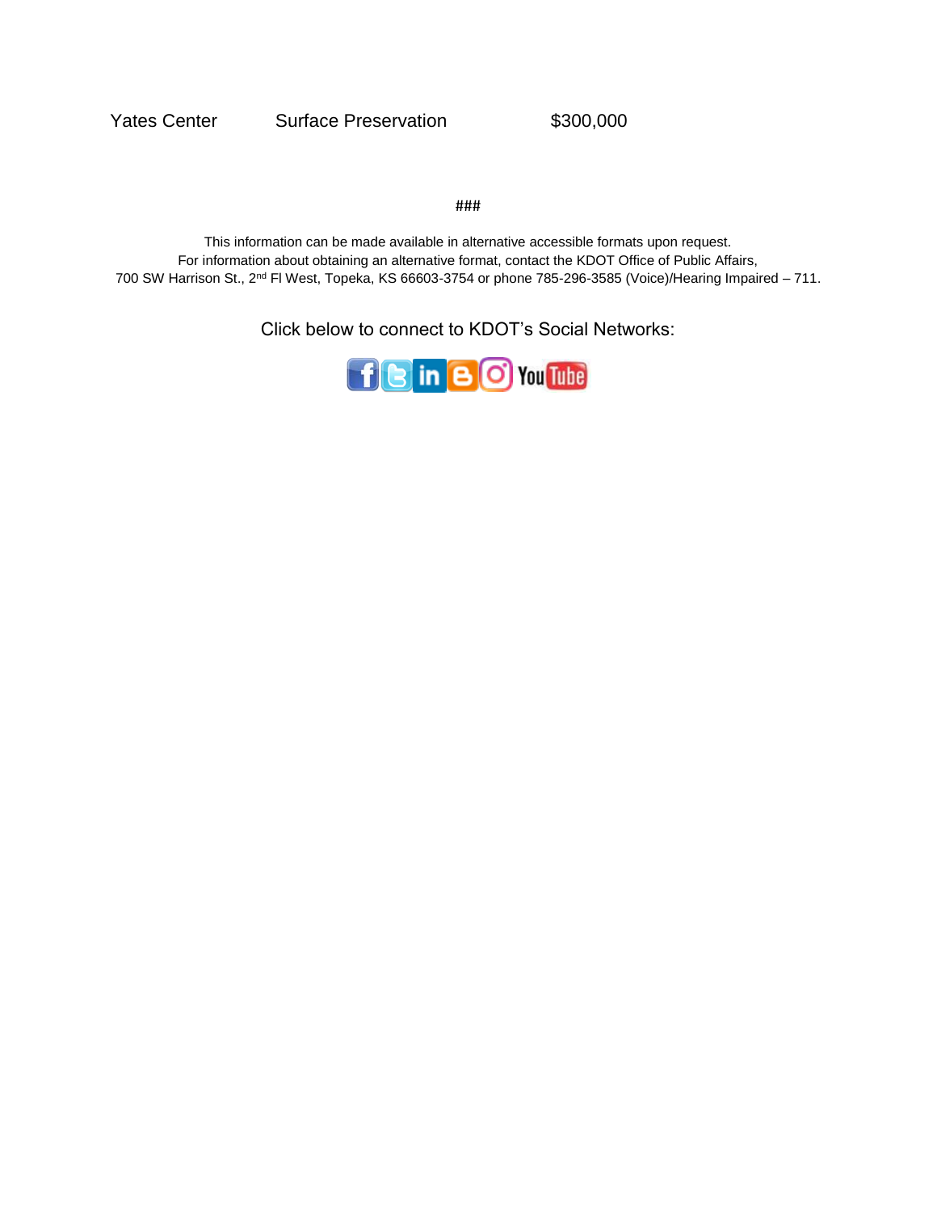| | | |
|---|---|---|
| Yates Center | Surface Preservation | $300,000 |

###

This information can be made available in alternative accessible formats upon request.
For information about obtaining an alternative format, contact the KDOT Office of Public Affairs,
700 SW Harrison St., 2nd Fl West, Topeka, KS 66603-3754 or phone 785-296-3585 (Voice)/Hearing Impaired – 711.

Click below to connect to KDOT's Social Networks: